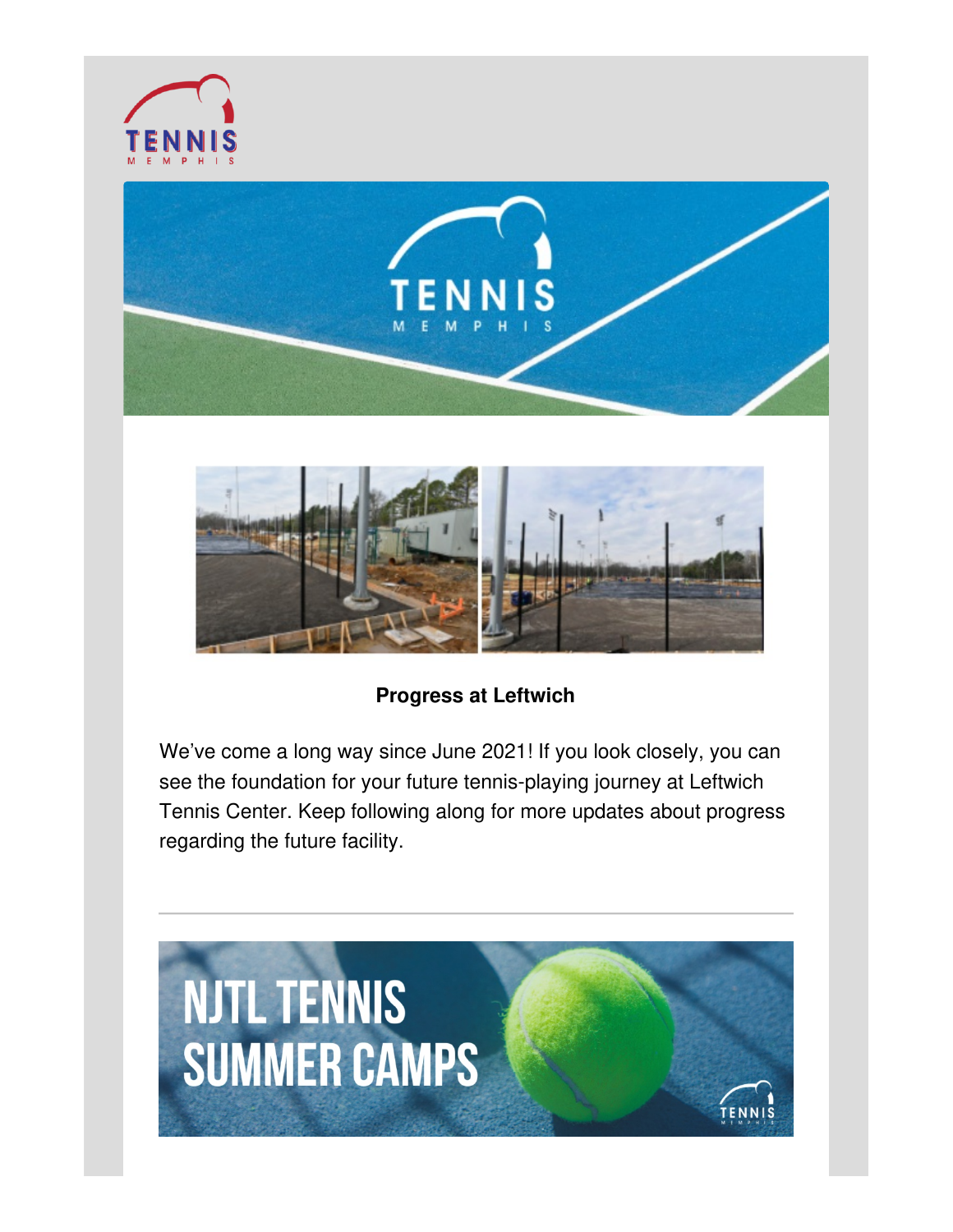**Progress at Leftwich**

We've come a long way since June 2021! If you look closely, you can see the foundation for your future tennis-playing journey at Leftwich Tennis Center. Keep following along for more updates about progress regarding the future facility.

---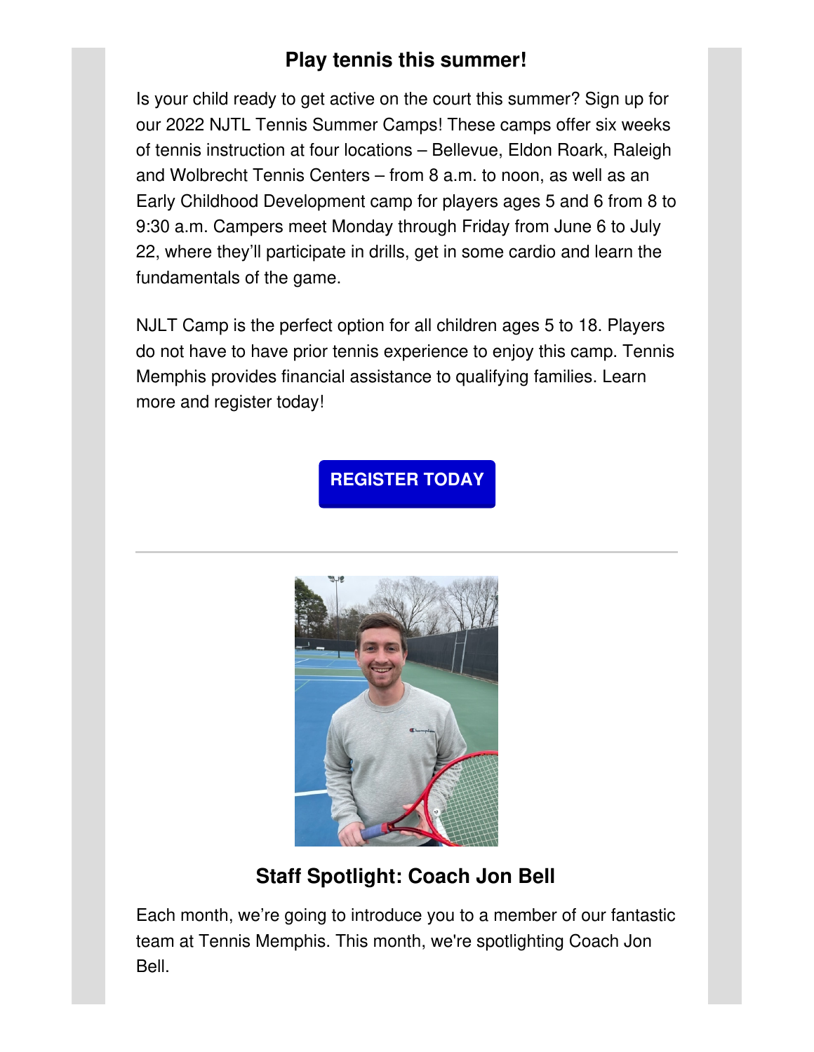## Play tennis this summer!

Is your child ready to get active on the court this summer? Sign up for our 2022 NJTL Tennis Summer Camps! These camps offer six weeks of tennis instruction at four locations – Bellevue, Eldon Roark, Raleigh and Wolbrecht Tennis Centers – from 8 a.m. to noon, as well as an Early Childhood Development camp for players ages 5 and 6 from 8 to 9:30 a.m. Campers meet Monday through Friday from June 6 to July 22, where they'll participate in drills, get in some cardio and learn the fundamentals of the game.

NJLT Camp is the perfect option for all children ages 5 to 18. Players do not have to have prior tennis experience to enjoy this camp. Tennis Memphis provides financial assistance to qualifying families. Learn more and register today!

**REGISTER TODAY**

---

## Staff Spotlight: Coach Jon Bell

Each month, we're going to introduce you to a member of our fantastic team at Tennis Memphis. This month, we're spotlighting Coach Jon Bell.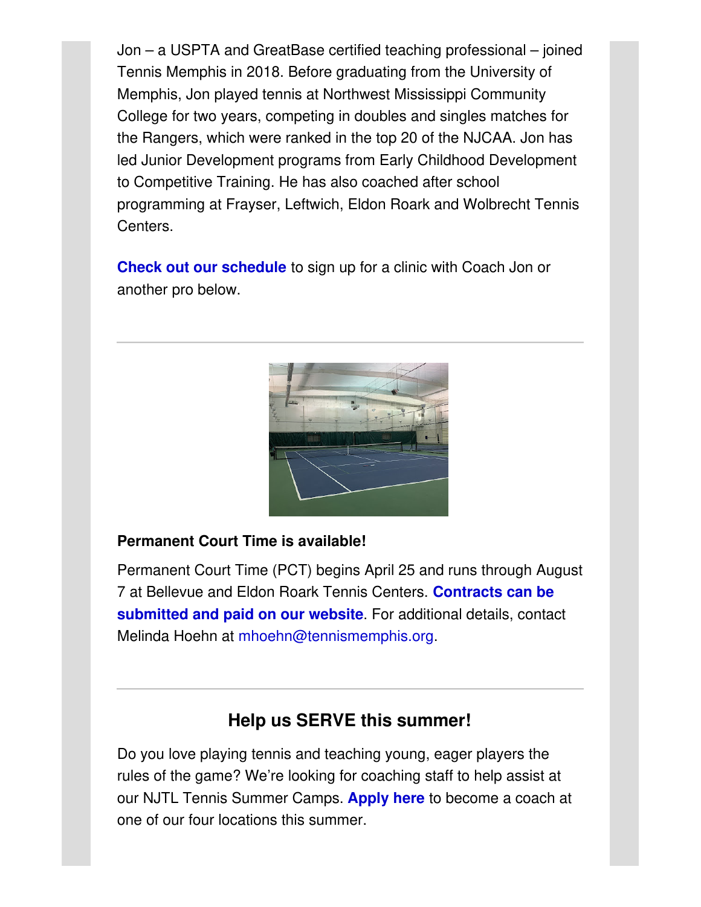Jon – a USPTA and GreatBase certified teaching professional – joined Tennis Memphis in 2018. Before graduating from the University of Memphis, Jon played tennis at Northwest Mississippi Community College for two years, competing in doubles and singles matches for the Rangers, which were ranked in the top 20 of the NJCAA. Jon has led Junior Development programs from Early Childhood Development to Competitive Training. He has also coached after school programming at Frayser, Leftwich, Eldon Roark and Wolbrecht Tennis Centers.

**Check out our schedule** to sign up for a clinic with Coach Jon or another pro below.

---

**Permanent Court Time is available!**

Permanent Court Time (PCT) begins April 25 and runs through August 7 at Bellevue and Eldon Roark Tennis Centers. **Contracts can be submitted and paid on our website**. For additional details, contact Melinda Hoehn at mhoehn@tennismemphis.org.

---

## Help us SERVE this summer!

Do you love playing tennis and teaching young, eager players the rules of the game? We're looking for coaching staff to help assist at our NJTL Tennis Summer Camps. **Apply here** to become a coach at one of our four locations this summer.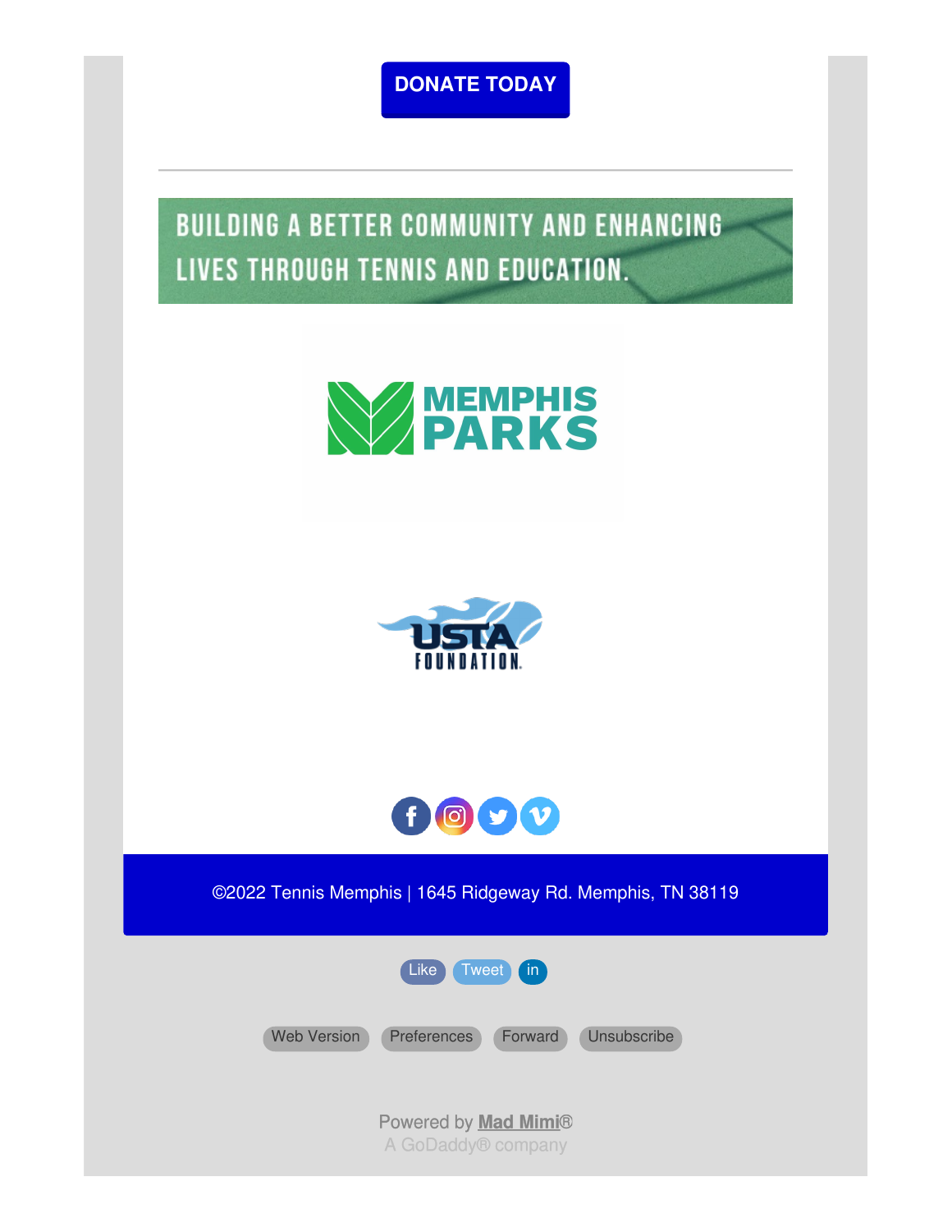DONATE TODAY

---

BUILDING A BETTER COMMUNITY AND ENHANCING LIVES THROUGH TENNIS AND EDUCATION.

MEMPHIS PARKS

USTA FOUNDATION

©2022 Tennis Memphis | 1645 Ridgeway Rd. Memphis, TN 38119

Like Tweet in

Web Version Preferences Forward Unsubscribe

Powered by **Mad Mimi**®
A GoDaddy® company